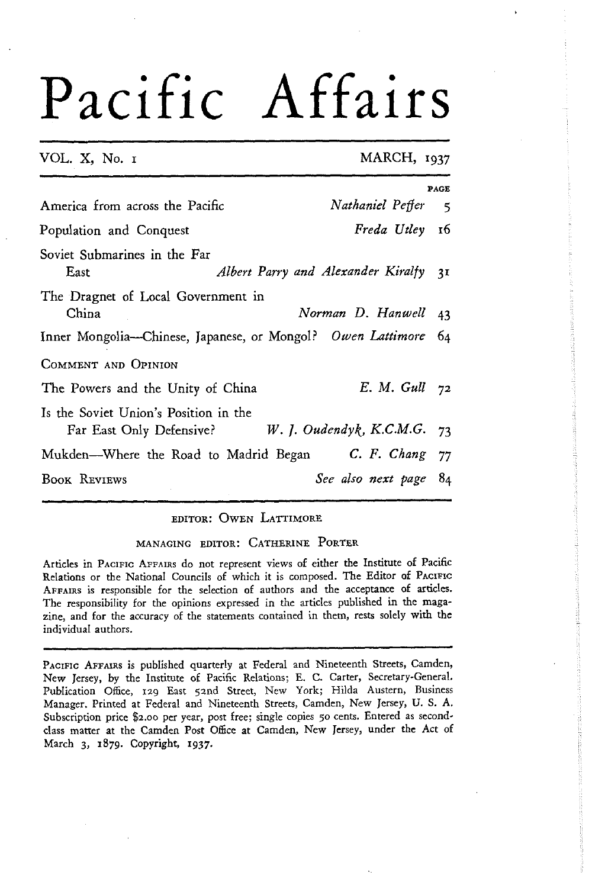# Pacific Affairs

VOL. X, No. 1 MARCH, 1937

| | | PAGE |
|---|---|---|
| America from across the Pacific | *Nathaniel Peffer* | 5 |
| Population and Conquest | *Freda Utley* | 16 |
| Soviet Submarines in the Far East | *Albert Parry and Alexander Kiralfy* | 31 |
| The Dragnet of Local Government in China | *Norman D. Hanwell* | 43 |
| Inner Mongolia—Chinese, Japanese, or Mongol? | *Owen Lattimore* | 64 |
| COMMENT AND OPINION | | |
| The Powers and the Unity of China | *E. M. Gull* | 72 |
| Is the Soviet Union's Position in the Far East Only Defensive? | *W. J. Oudendyk, K.C.M.G.* | 73 |
| Mukden—Where the Road to Madrid Began | *C. F. Chang* | 77 |
| BOOK REVIEWS | *See also next page* | 84 |

EDITOR: OWEN LATTIMORE

MANAGING EDITOR: CATHERINE PORTER

Articles in PACIFIC AFFAIRS do not represent views of either the Institute of Pacific Relations or the National Councils of which it is composed. The Editor of PACIFIC AFFAIRS is responsible for the selection of authors and the acceptance of articles. The responsibility for the opinions expressed in the articles published in the magazine, and for the accuracy of the statements contained in them, rests solely with the individual authors.

PACIFIC AFFAIRS is published quarterly at Federal and Nineteenth Streets, Camden, New Jersey, by the Institute of Pacific Relations; E. C. Carter, Secretary-General. Publication Office, 129 East 52nd Street, New York; Hilda Austern, Business Manager. Printed at Federal and Nineteenth Streets, Camden, New Jersey, U. S. A. Subscription price $2.00 per year, post free; single copies 50 cents. Entered as second-class matter at the Camden Post Office at Camden, New Jersey, under the Act of March 3, 1879. Copyright, 1937.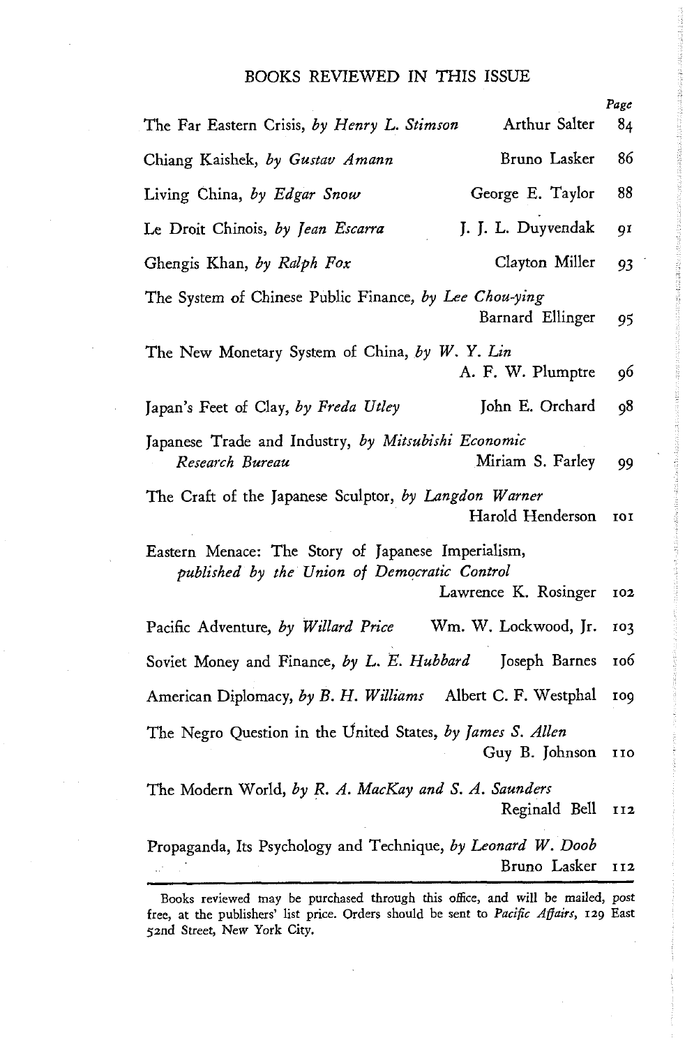## BOOKS REVIEWED IN THIS ISSUE

| Book | Reviewer | Page |
|---|---|---|
| The Far Eastern Crisis, *by Henry L. Stimson* | Arthur Salter | 84 |
| Chiang Kaishek, *by Gustav Amann* | Bruno Lasker | 86 |
| Living China, *by Edgar Snow* | George E. Taylor | 88 |
| Le Droit Chinois, *by Jean Escarra* | J. J. L. Duyvendak | 91 |
| Ghengis Khan, *by Ralph Fox* | Clayton Miller | 93 |
| The System of Chinese Public Finance, *by Lee Chou-ying* | Barnard Ellinger | 95 |
| The New Monetary System of China, *by W. Y. Lin* | A. F. W. Plumptre | 96 |
| Japan's Feet of Clay, *by Freda Utley* | John E. Orchard | 98 |
| Japanese Trade and Industry, *by Mitsubishi Economic Research Bureau* | Miriam S. Farley | 99 |
| The Craft of the Japanese Sculptor, *by Langdon Warner* | Harold Henderson | 101 |
| Eastern Menace: The Story of Japanese Imperialism, *published by the Union of Democratic Control* | Lawrence K. Rosinger | 102 |
| Pacific Adventure, *by Willard Price* | Wm. W. Lockwood, Jr. | 103 |
| Soviet Money and Finance, *by L. E. Hubbard* | Joseph Barnes | 106 |
| American Diplomacy, *by B. H. Williams* | Albert C. F. Westphal | 109 |
| The Negro Question in the United States, *by James S. Allen* | Guy B. Johnson | 110 |
| The Modern World, *by R. A. MacKay and S. A. Saunders* | Reginald Bell | 112 |
| Propaganda, Its Psychology and Technique, *by Leonard W. Doob* | Bruno Lasker | 112 |

Books reviewed may be purchased through this office, and will be mailed, post free, at the publishers' list price. Orders should be sent to *Pacific Affairs*, 129 East 52nd Street, New York City.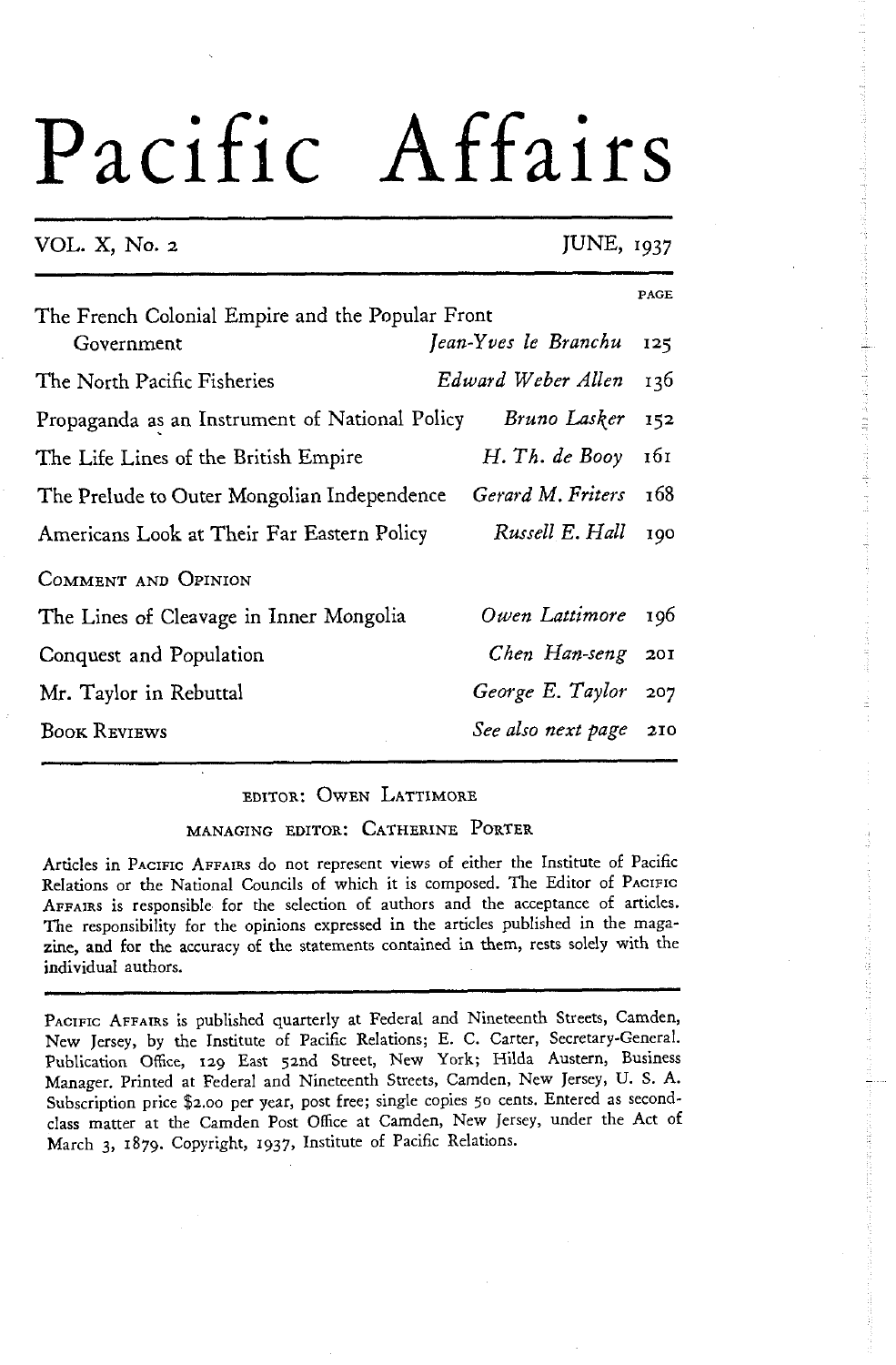# Pacific Affairs

VOL. X, No. 2 JUNE, 1937

| | | PAGE |
|---|---|---|
| The French Colonial Empire and the Popular Front Government | *Jean-Yves le Branchu* | 125 |
| The North Pacific Fisheries | *Edward Weber Allen* | 136 |
| Propaganda as an Instrument of National Policy | *Bruno Lasker* | 152 |
| The Life Lines of the British Empire | *H. Th. de Booy* | 161 |
| The Prelude to Outer Mongolian Independence | *Gerard M. Friters* | 168 |
| Americans Look at Their Far Eastern Policy | *Russell E. Hall* | 190 |
| COMMENT AND OPINION | | |
| The Lines of Cleavage in Inner Mongolia | *Owen Lattimore* | 196 |
| Conquest and Population | *Chen Han-seng* | 201 |
| Mr. Taylor in Rebuttal | *George E. Taylor* | 207 |
| BOOK REVIEWS | *See also next page* | 210 |

EDITOR: OWEN LATTIMORE

MANAGING EDITOR: CATHERINE PORTER

Articles in PACIFIC AFFAIRS do not represent views of either the Institute of Pacific Relations or the National Councils of which it is composed. The Editor of PACIFIC AFFAIRS is responsible for the selection of authors and the acceptance of articles. The responsibility for the opinions expressed in the articles published in the magazine, and for the accuracy of the statements contained in them, rests solely with the individual authors.

PACIFIC AFFAIRS is published quarterly at Federal and Nineteenth Streets, Camden, New Jersey, by the Institute of Pacific Relations; E. C. Carter, Secretary-General. Publication Office, 129 East 52nd Street, New York; Hilda Austern, Business Manager. Printed at Federal and Nineteenth Streets, Camden, New Jersey, U. S. A. Subscription price $2.00 per year, post free; single copies 50 cents. Entered as second-class matter at the Camden Post Office at Camden, New Jersey, under the Act of March 3, 1879. Copyright, 1937, Institute of Pacific Relations.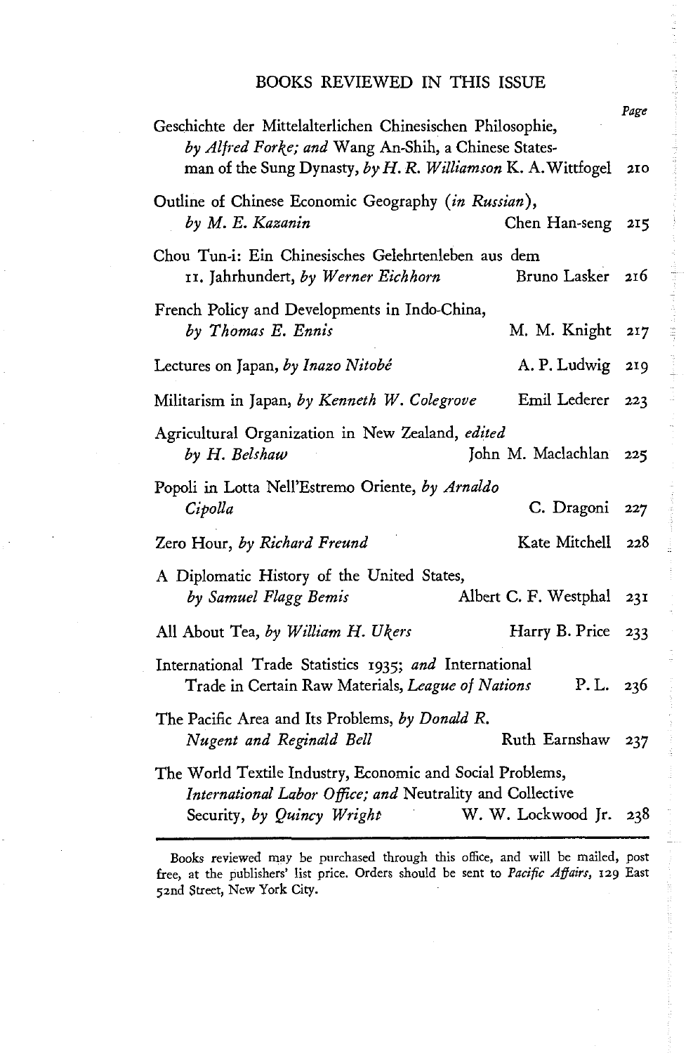## BOOKS REVIEWED IN THIS ISSUE

| | | Page |
|---|---|---|
| Geschichte der Mittelalterlichen Chinesischen Philosophie, *by Alfred Forke; and* Wang An-Shih, a Chinese Statesman of the Sung Dynasty, *by H. R. Williamson* | K. A. Wittfogel | 210 |
| Outline of Chinese Economic Geography (*in Russian*), *by M. E. Kazanin* | Chen Han-seng | 215 |
| Chou Tun-i: Ein Chinesisches Gelehrtenleben aus dem 11. Jahrhundert, *by Werner Eichhorn* | Bruno Lasker | 216 |
| French Policy and Developments in Indo-China, *by Thomas E. Ennis* | M. M. Knight | 217 |
| Lectures on Japan, *by Inazo Nitobé* | A. P. Ludwig | 219 |
| Militarism in Japan, *by Kenneth W. Colegrove* | Emil Lederer | 223 |
| Agricultural Organization in New Zealand, *edited by H. Belshaw* | John M. Maclachlan | 225 |
| Popoli in Lotta Nell'Estremo Oriente, *by Arnaldo Cipolla* | C. Dragoni | 227 |
| Zero Hour, *by Richard Freund* | Kate Mitchell | 228 |
| A Diplomatic History of the United States, *by Samuel Flagg Bemis* | Albert C. F. Westphal | 231 |
| All About Tea, *by William H. Ukers* | Harry B. Price | 233 |
| International Trade Statistics 1935; *and* International Trade in Certain Raw Materials, *League of Nations* | P. L. | 236 |
| The Pacific Area and Its Problems, *by Donald R. Nugent and Reginald Bell* | Ruth Earnshaw | 237 |
| The World Textile Industry, Economic and Social Problems, *International Labor Office; and* Neutrality and Collective Security, *by Quincy Wright* | W. W. Lockwood Jr. | 238 |

Books reviewed may be purchased through this office, and will be mailed, post free, at the publishers' list price. Orders should be sent to *Pacific Affairs*, 129 East 52nd Street, New York City.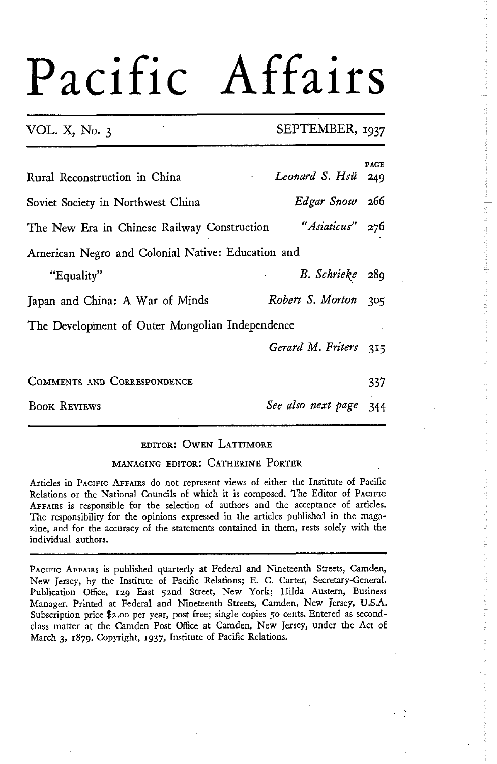# Pacific Affairs

VOL. X, No. 3 — SEPTEMBER, 1937

| | | PAGE |
|---|---|---|
| Rural Reconstruction in China | *Leonard S. Hsü* | 249 |
| Soviet Society in Northwest China | *Edgar Snow* | 266 |
| The New Era in Chinese Railway Construction | *"Asiaticus"* | 276 |
| American Negro and Colonial Native: Education and "Equality" | *B. Schrieke* | 289 |
| Japan and China: A War of Minds | *Robert S. Morton* | 305 |
| The Development of Outer Mongolian Independence | *Gerard M. Friters* | 315 |
| COMMENTS AND CORRESPONDENCE | | 337 |
| BOOK REVIEWS | *See also next page* | 344 |

EDITOR: OWEN LATTIMORE

MANAGING EDITOR: CATHERINE PORTER

Articles in PACIFIC AFFAIRS do not represent views of either the Institute of Pacific Relations or the National Councils of which it is composed. The Editor of PACIFIC AFFAIRS is responsible for the selection of authors and the acceptance of articles. The responsibility for the opinions expressed in the articles published in the magazine, and for the accuracy of the statements contained in them, rests solely with the individual authors.

PACIFIC AFFAIRS is published quarterly at Federal and Nineteenth Streets, Camden, New Jersey, by the Institute of Pacific Relations; E. C. Carter, Secretary-General. Publication Office, 129 East 52nd Street, New York; Hilda Austern, Business Manager. Printed at Federal and Nineteenth Streets, Camden, New Jersey, U.S.A. Subscription price $2.00 per year, post free; single copies 50 cents. Entered as second-class matter at the Camden Post Office at Camden, New Jersey, under the Act of March 3, 1879. Copyright, 1937, Institute of Pacific Relations.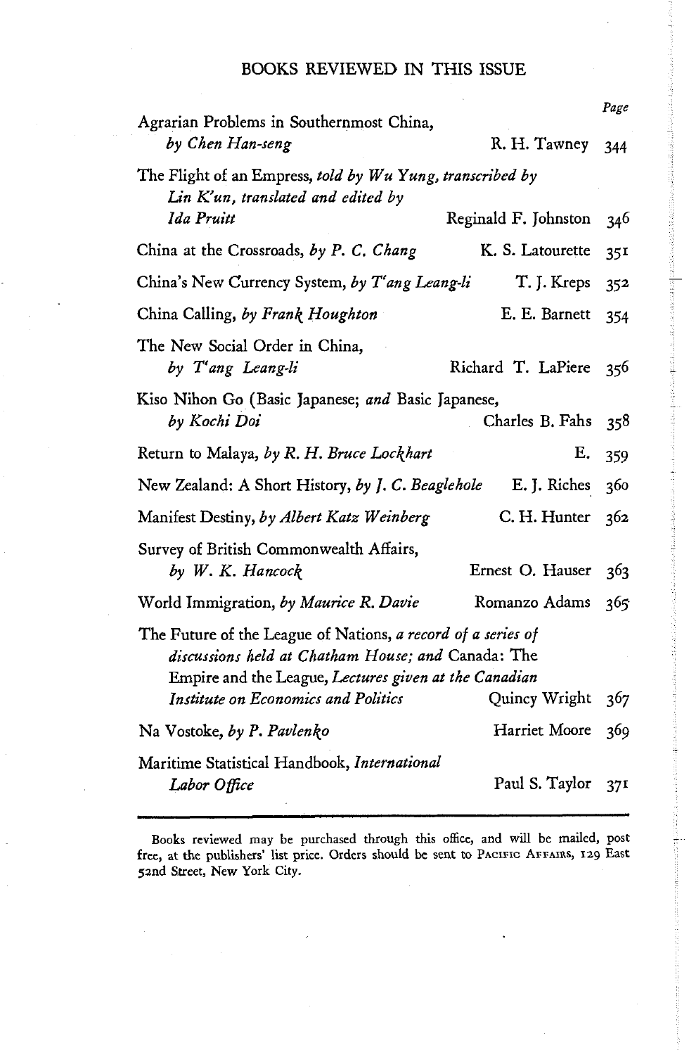## BOOKS REVIEWED IN THIS ISSUE

| | | Page |
|---|---|---|
| Agrarian Problems in Southernmost China, *by Chen Han-seng* | R. H. Tawney | 344 |
| The Flight of an Empress, *told by Wu Yung, transcribed by Lin K'un, translated and edited by Ida Pruitt* | Reginald F. Johnston | 346 |
| China at the Crossroads, *by P. C. Chang* | K. S. Latourette | 351 |
| China's New Currency System, *by T'ang Leang-li* | T. J. Kreps | 352 |
| China Calling, *by Frank Houghton* | E. E. Barnett | 354 |
| The New Social Order in China, *by T'ang Leang-li* | Richard T. LaPiere | 356 |
| Kiso Nihon Go (Basic Japanese; *and* Basic Japanese, *by Kochi Doi* | Charles B. Fahs | 358 |
| Return to Malaya, *by R. H. Bruce Lockhart* | E. | 359 |
| New Zealand: A Short History, *by J. C. Beaglehole* | E. J. Riches | 360 |
| Manifest Destiny, *by Albert Katz Weinberg* | C. H. Hunter | 362 |
| Survey of British Commonwealth Affairs, *by W. K. Hancock* | Ernest O. Hauser | 363 |
| World Immigration, *by Maurice R. Davie* | Romanzo Adams | 365 |
| The Future of the League of Nations, *a record of a series of discussions held at Chatham House; and* Canada: The Empire and the League, *Lectures given at the Canadian Institute on Economics and Politics* | Quincy Wright | 367 |
| Na Vostoke, *by P. Pavlenko* | Harriet Moore | 369 |
| Maritime Statistical Handbook, *International Labor Office* | Paul S. Taylor | 371 |

Books reviewed may be purchased through this office, and will be mailed, post free, at the publishers' list price. Orders should be sent to PACIFIC AFFAIRS, 129 East 52nd Street, New York City.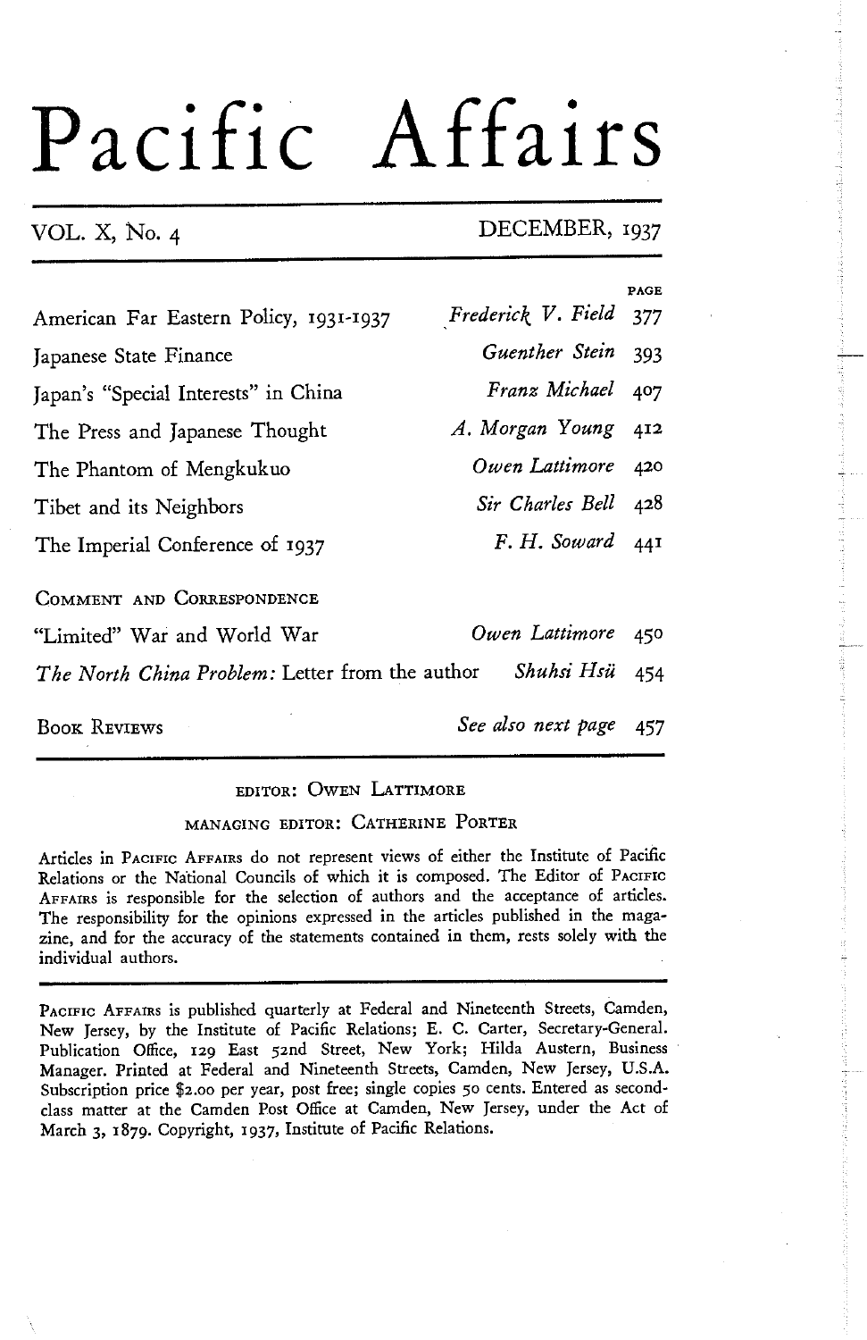# Pacific Affairs

VOL. X, No. 4 — DECEMBER, 1937

| | | PAGE |
|---|---|---|
| American Far Eastern Policy, 1931-1937 | *Frederick V. Field* | 377 |
| Japanese State Finance | *Guenther Stein* | 393 |
| Japan's "Special Interests" in China | *Franz Michael* | 407 |
| The Press and Japanese Thought | *A. Morgan Young* | 412 |
| The Phantom of Mengkukuo | *Owen Lattimore* | 420 |
| Tibet and its Neighbors | *Sir Charles Bell* | 428 |
| The Imperial Conference of 1937 | *F. H. Soward* | 441 |
| COMMENT AND CORRESPONDENCE | | |
| "Limited" War and World War | *Owen Lattimore* | 450 |
| *The North China Problem:* Letter from the author | *Shuhsi Hsü* | 454 |
| BOOK REVIEWS | *See also next page* | 457 |

EDITOR: OWEN LATTIMORE

MANAGING EDITOR: CATHERINE PORTER

Articles in PACIFIC AFFAIRS do not represent views of either the Institute of Pacific Relations or the National Councils of which it is composed. The Editor of PACIFIC AFFAIRS is responsible for the selection of authors and the acceptance of articles. The responsibility for the opinions expressed in the articles published in the magazine, and for the accuracy of the statements contained in them, rests solely with the individual authors.

PACIFIC AFFAIRS is published quarterly at Federal and Nineteenth Streets, Camden, New Jersey, by the Institute of Pacific Relations; E. C. Carter, Secretary-General. Publication Office, 129 East 52nd Street, New York; Hilda Austern, Business Manager. Printed at Federal and Nineteenth Streets, Camden, New Jersey, U.S.A. Subscription price $2.00 per year, post free; single copies 50 cents. Entered as second-class matter at the Camden Post Office at Camden, New Jersey, under the Act of March 3, 1879. Copyright, 1937, Institute of Pacific Relations.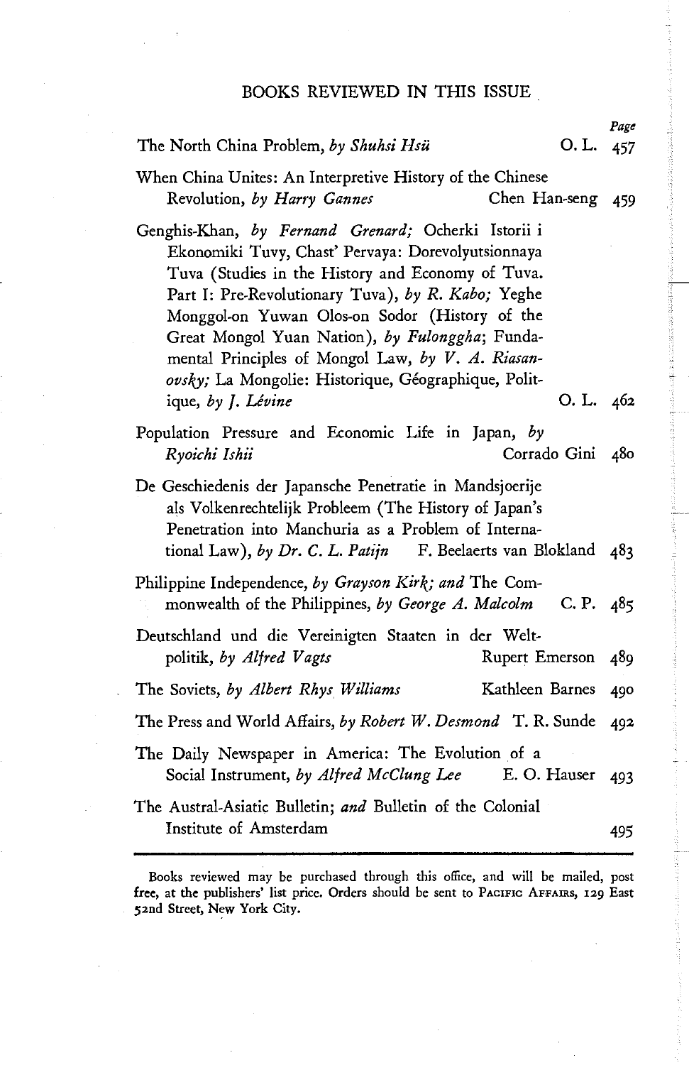## BOOKS REVIEWED IN THIS ISSUE

| | | Page |
|---|---|---|
| The North China Problem, *by Shuhsi Hsü* | O. L. | 457 |
| When China Unites: An Interpretive History of the Chinese Revolution, *by Harry Gannes* | Chen Han-seng | 459 |
| Genghis-Khan, *by Fernand Grenard;* Ocherki Istorii i Ekonomiki Tuvy, Chast' Pervaya: Dorevolyutsionnaya Tuva (Studies in the History and Economy of Tuva. Part I: Pre-Revolutionary Tuva), *by R. Kabo;* Yeghe Monggol-on Yuwan Olos-on Sodor (History of the Great Mongol Yuan Nation), *by Fulonggha*; Fundamental Principles of Mongol Law, *by V. A. Riasanovsky;* La Mongolie: Historique, Géographique, Politique, *by J. Lévine* | O. L. | 462 |
| Population Pressure and Economic Life in Japan, *by Ryoichi Ishii* | Corrado Gini | 480 |
| De Geschiedenis der Japansche Penetratie in Mandsjoerije als Volkenrechtelijk Probleem (The History of Japan's Penetration into Manchuria as a Problem of International Law), *by Dr. C. L. Patijn* | F. Beelaerts van Blokland | 483 |
| Philippine Independence, *by Grayson Kirk; and* The Commonwealth of the Philippines, *by George A. Malcolm* | C. P. | 485 |
| Deutschland und die Vereinigten Staaten in der Weltpolitik, *by Alfred Vagts* | Rupert Emerson | 489 |
| The Soviets, *by Albert Rhys Williams* | Kathleen Barnes | 490 |
| The Press and World Affairs, *by Robert W. Desmond* | T. R. Sunde | 492 |
| The Daily Newspaper in America: The Evolution of a Social Instrument, *by Alfred McClung Lee* | E. O. Hauser | 493 |
| The Austral-Asiatic Bulletin; *and* Bulletin of the Colonial Institute of Amsterdam | | 495 |

Books reviewed may be purchased through this office, and will be mailed, post free, at the publishers' list price. Orders should be sent to PACIFIC AFFAIRS, 129 East 52nd Street, New York City.